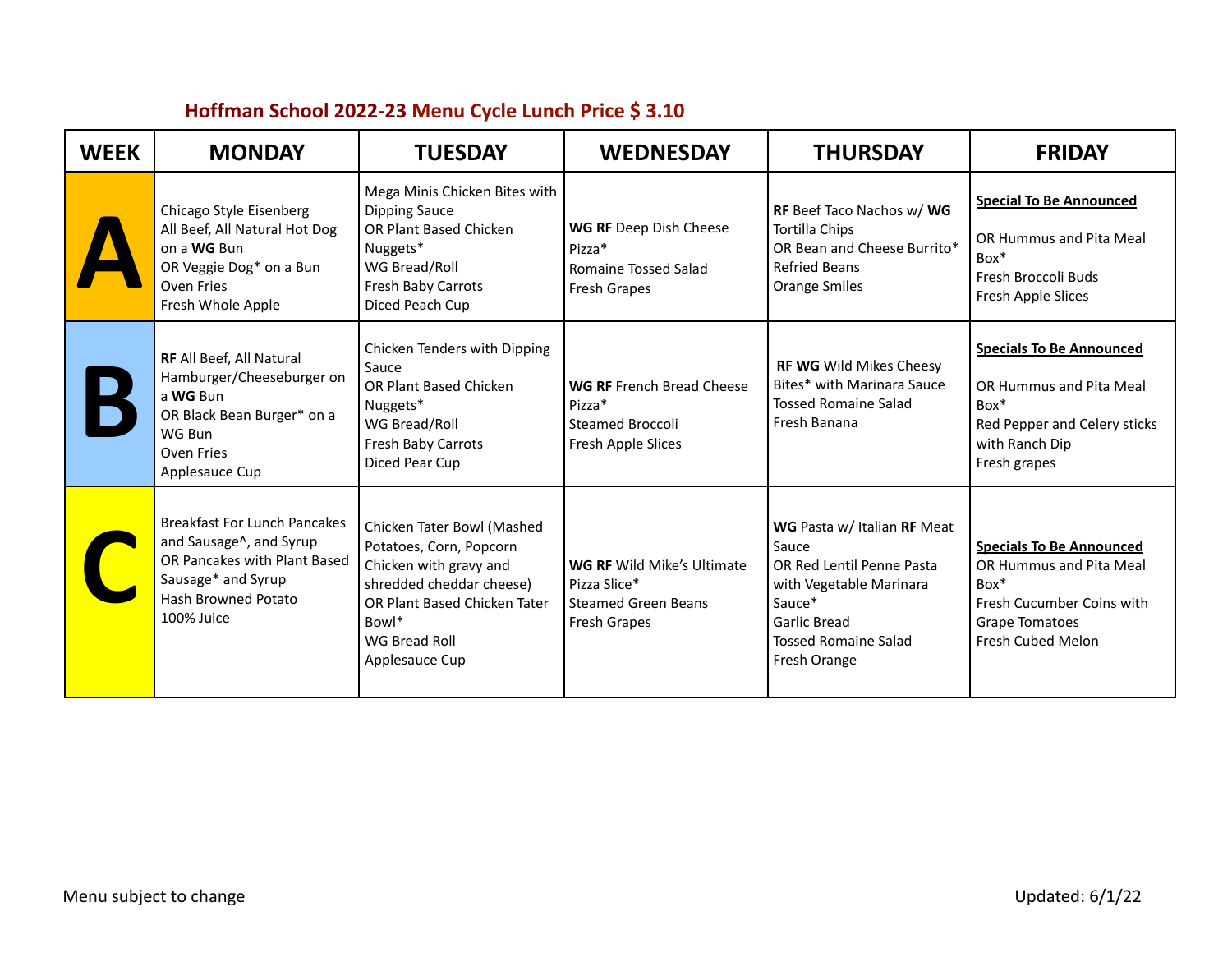## Hoffman School 2022-23 Menu Cycle Lunch Price $ 3.10

| WEEK | MONDAY | TUESDAY | WEDNESDAY | THURSDAY | FRIDAY |
|---|---|---|---|---|---|
| **A** | Chicago Style Eisenberg All Beef, All Natural Hot Dog on a **WG** Bun<br>OR Veggie Dog* on a Bun<br>Oven Fries<br>Fresh Whole Apple | Mega Minis Chicken Bites with Dipping Sauce<br>OR Plant Based Chicken Nuggets*<br>WG Bread/Roll<br>Fresh Baby Carrots<br>Diced Peach Cup | **WG RF** Deep Dish Cheese Pizza*<br>Romaine Tossed Salad<br>Fresh Grapes | **RF** Beef Taco Nachos w/ **WG** Tortilla Chips<br>OR Bean and Cheese Burrito*<br>Refried Beans<br>Orange Smiles | **Special To Be Announced**<br><br>OR Hummus and Pita Meal Box*<br>Fresh Broccoli Buds<br>Fresh Apple Slices |
| **B** | **RF** All Beef, All Natural Hamburger/Cheeseburger on a **WG** Bun<br>OR Black Bean Burger* on a WG Bun<br>Oven Fries<br>Applesauce Cup | Chicken Tenders with Dipping Sauce<br>OR Plant Based Chicken Nuggets*<br>WG Bread/Roll<br>Fresh Baby Carrots<br>Diced Pear Cup | **WG RF** French Bread Cheese Pizza*<br>Steamed Broccoli<br>Fresh Apple Slices | **RF WG** Wild Mikes Cheesy Bites* with Marinara Sauce<br>Tossed Romaine Salad<br>Fresh Banana | **Specials To Be Announced**<br><br>OR Hummus and Pita Meal Box*<br>Red Pepper and Celery sticks with Ranch Dip<br>Fresh grapes |
| **C** | Breakfast For Lunch Pancakes and Sausage^, and Syrup<br>OR Pancakes with Plant Based Sausage* and Syrup<br>Hash Browned Potato<br>100% Juice | Chicken Tater Bowl (Mashed Potatoes, Corn, Popcorn Chicken with gravy and shredded cheddar cheese)<br>OR Plant Based Chicken Tater Bowl*<br>WG Bread Roll<br>Applesauce Cup | **WG RF** Wild Mike's Ultimate Pizza Slice*<br>Steamed Green Beans<br>Fresh Grapes | **WG** Pasta w/ Italian **RF** Meat Sauce<br>OR Red Lentil Penne Pasta with Vegetable Marinara Sauce*<br>Garlic Bread<br>Tossed Romaine Salad<br>Fresh Orange | **Specials To Be Announced**<br>OR Hummus and Pita Meal Box*<br>Fresh Cucumber Coins with Grape Tomatoes<br>Fresh Cubed Melon |

Menu subject to change

Updated: 6/1/22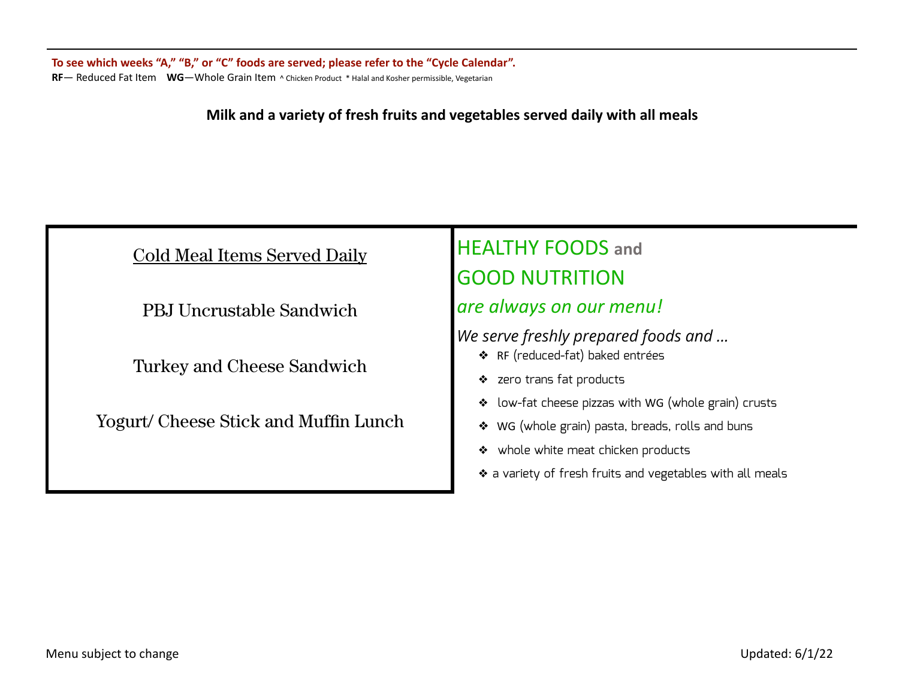**To see which weeks "A," "B," or "C" foods are served; please refer to the "Cycle Calendar".**

**RF**— Reduced Fat Item **WG**—Whole Grain Item ^ Chicken Product * Halal and Kosher permissible, Vegetarian

**Milk and a variety of fresh fruits and vegetables served daily with all meals**

## Cold Meal Items Served Daily

PBJ Uncrustable Sandwich

Turkey and Cheese Sandwich

Yogurt/ Cheese Stick and Muffin Lunch

## HEALTHY FOODS and GOOD NUTRITION

*are always on our menu!*

*We serve freshly prepared foods and ...*

- RF (reduced-fat) baked entrées
- zero trans fat products
- low-fat cheese pizzas with WG (whole grain) crusts
- WG (whole grain) pasta, breads, rolls and buns
- whole white meat chicken products
- a variety of fresh fruits and vegetables with all meals

Menu subject to change

Updated: 6/1/22